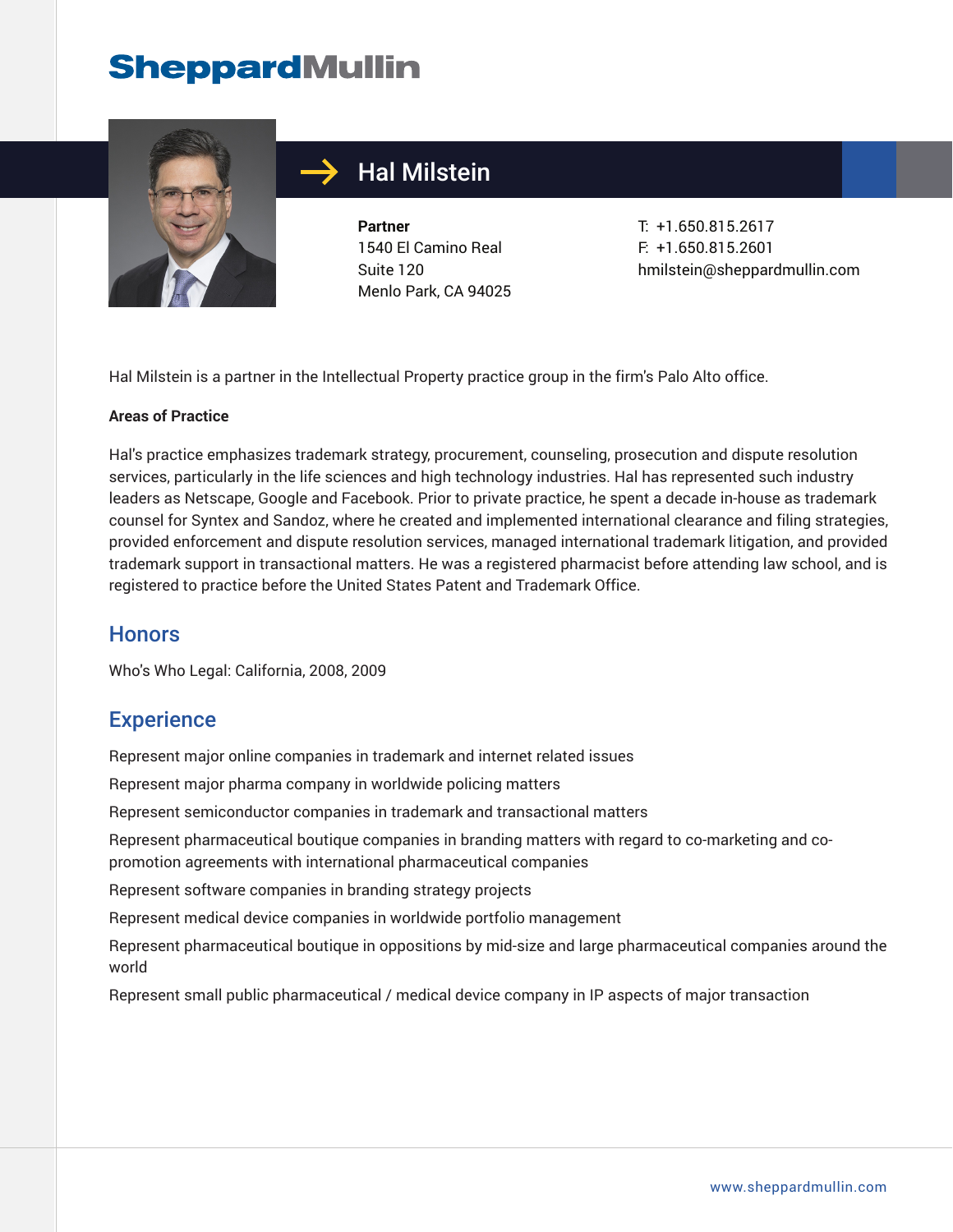**SheppardMullin**

# Hal Milstein

**Partner**
1540 El Camino Real
Suite 120
Menlo Park, CA 94025

T: +1.650.815.2617
F: +1.650.815.2601
hmilstein@sheppardmullin.com

Hal Milstein is a partner in the Intellectual Property practice group in the firm's Palo Alto office.

**Areas of Practice**

Hal's practice emphasizes trademark strategy, procurement, counseling, prosecution and dispute resolution services, particularly in the life sciences and high technology industries. Hal has represented such industry leaders as Netscape, Google and Facebook. Prior to private practice, he spent a decade in-house as trademark counsel for Syntex and Sandoz, where he created and implemented international clearance and filing strategies, provided enforcement and dispute resolution services, managed international trademark litigation, and provided trademark support in transactional matters. He was a registered pharmacist before attending law school, and is registered to practice before the United States Patent and Trademark Office.

## Honors

Who's Who Legal: California, 2008, 2009

## Experience

Represent major online companies in trademark and internet related issues

Represent major pharma company in worldwide policing matters

Represent semiconductor companies in trademark and transactional matters

Represent pharmaceutical boutique companies in branding matters with regard to co-marketing and co-promotion agreements with international pharmaceutical companies

Represent software companies in branding strategy projects

Represent medical device companies in worldwide portfolio management

Represent pharmaceutical boutique in oppositions by mid-size and large pharmaceutical companies around the world

Represent small public pharmaceutical / medical device company in IP aspects of major transaction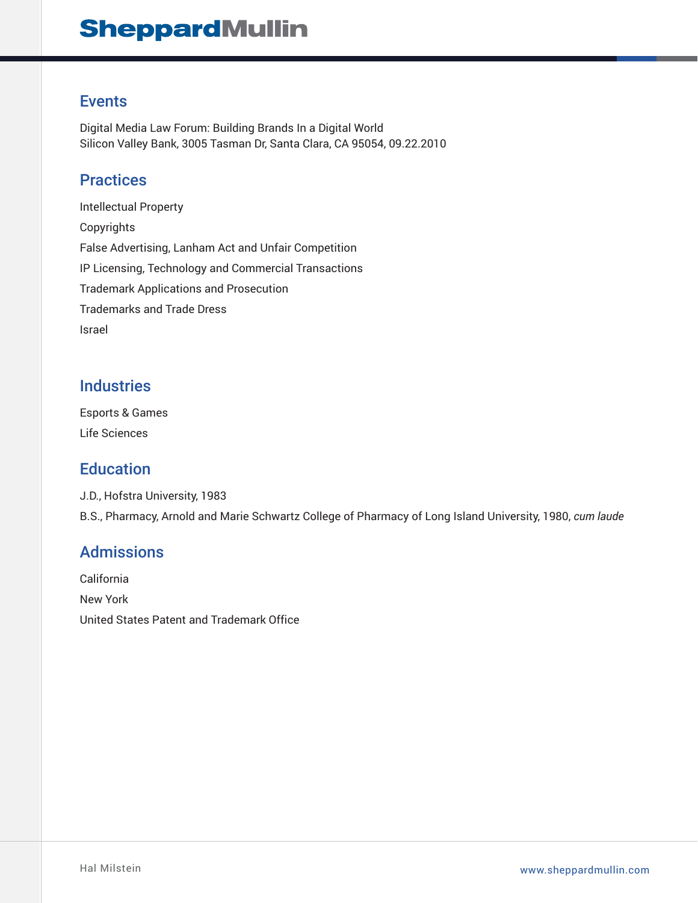## Events

Digital Media Law Forum: Building Brands In a Digital World
Silicon Valley Bank, 3005 Tasman Dr, Santa Clara, CA 95054, 09.22.2010

## Practices

Intellectual Property

Copyrights

False Advertising, Lanham Act and Unfair Competition

IP Licensing, Technology and Commercial Transactions

Trademark Applications and Prosecution

Trademarks and Trade Dress

Israel

## Industries

Esports & Games

Life Sciences

## Education

J.D., Hofstra University, 1983

B.S., Pharmacy, Arnold and Marie Schwartz College of Pharmacy of Long Island University, 1980, *cum laude*

## Admissions

California

New York

United States Patent and Trademark Office